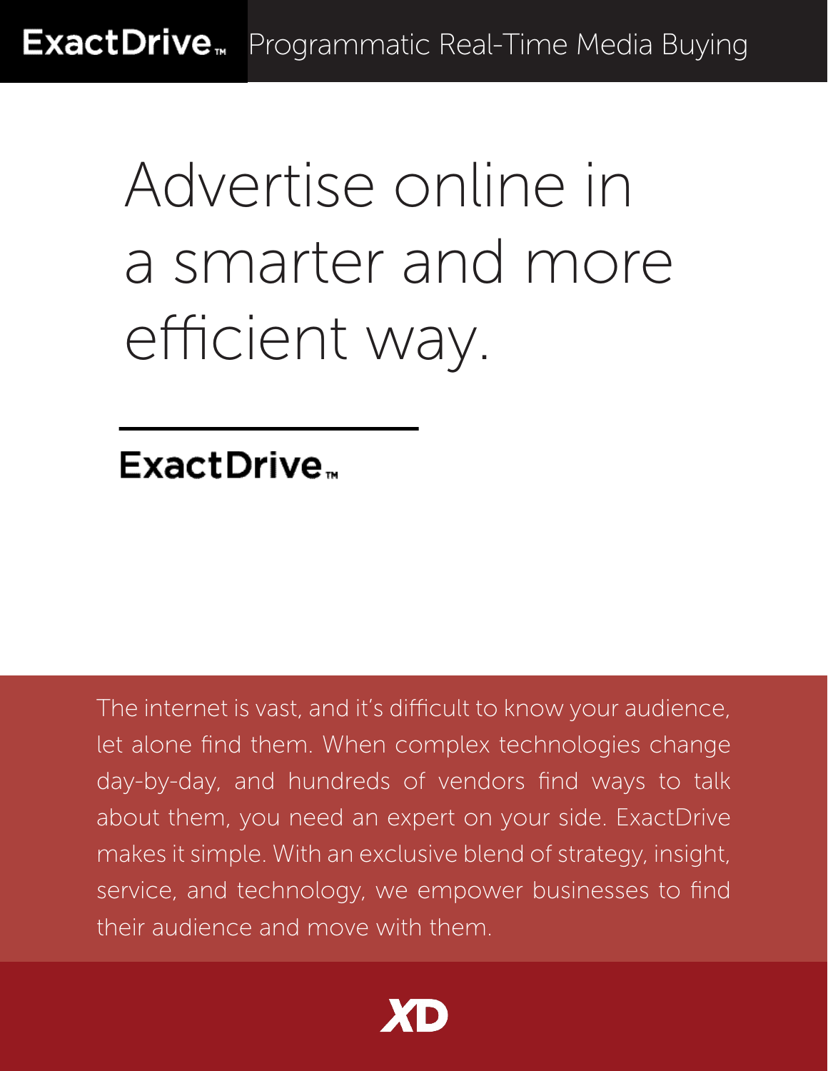**ExactDrive™** Programmatic Real-Time Media Buying

# Advertise online in a smarter and more efficient way.

**ExactDrive™**

The internet is vast, and it's difficult to know your audience, let alone find them. When complex technologies change day-by-day, and hundreds of vendors find ways to talk about them, you need an expert on your side. ExactDrive makes it simple. With an exclusive blend of strategy, insight, service, and technology, we empower businesses to find their audience and move with them.

XD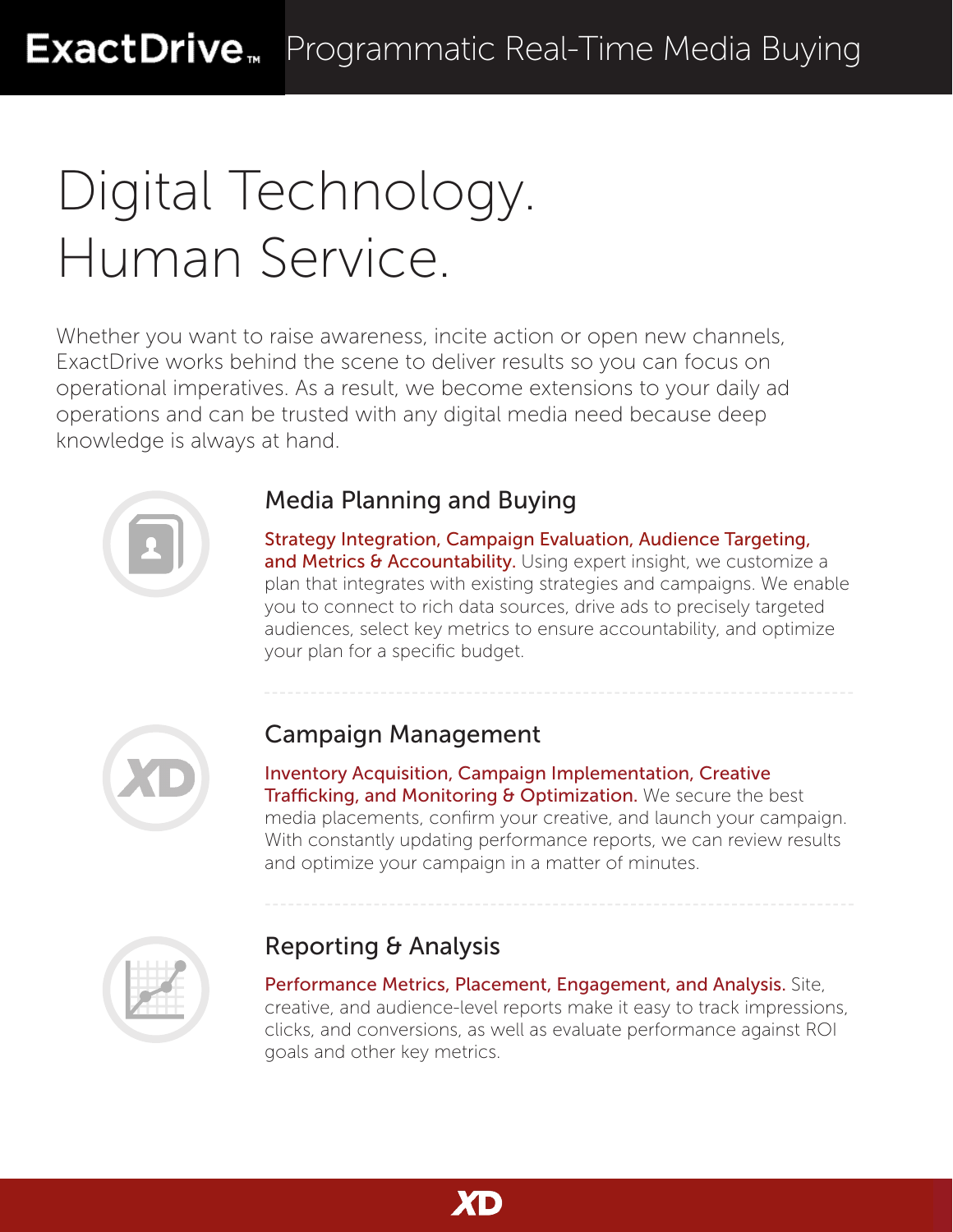# Digital Technology.
# Human Service.

Whether you want to raise awareness, incite action or open new channels, ExactDrive works behind the scene to deliver results so you can focus on operational imperatives. As a result, we become extensions to your daily ad operations and can be trusted with any digital media need because deep knowledge is always at hand.

## Media Planning and Buying

**Strategy Integration, Campaign Evaluation, Audience Targeting, and Metrics & Accountability.** Using expert insight, we customize a plan that integrates with existing strategies and campaigns. We enable you to connect to rich data sources, drive ads to precisely targeted audiences, select key metrics to ensure accountability, and optimize your plan for a specific budget.

## Campaign Management

**Inventory Acquisition, Campaign Implementation, Creative Trafficking, and Monitoring & Optimization.** We secure the best media placements, confirm your creative, and launch your campaign. With constantly updating performance reports, we can review results and optimize your campaign in a matter of minutes.

## Reporting & Analysis

**Performance Metrics, Placement, Engagement, and Analysis.** Site, creative, and audience-level reports make it easy to track impressions, clicks, and conversions, as well as evaluate performance against ROI goals and other key metrics.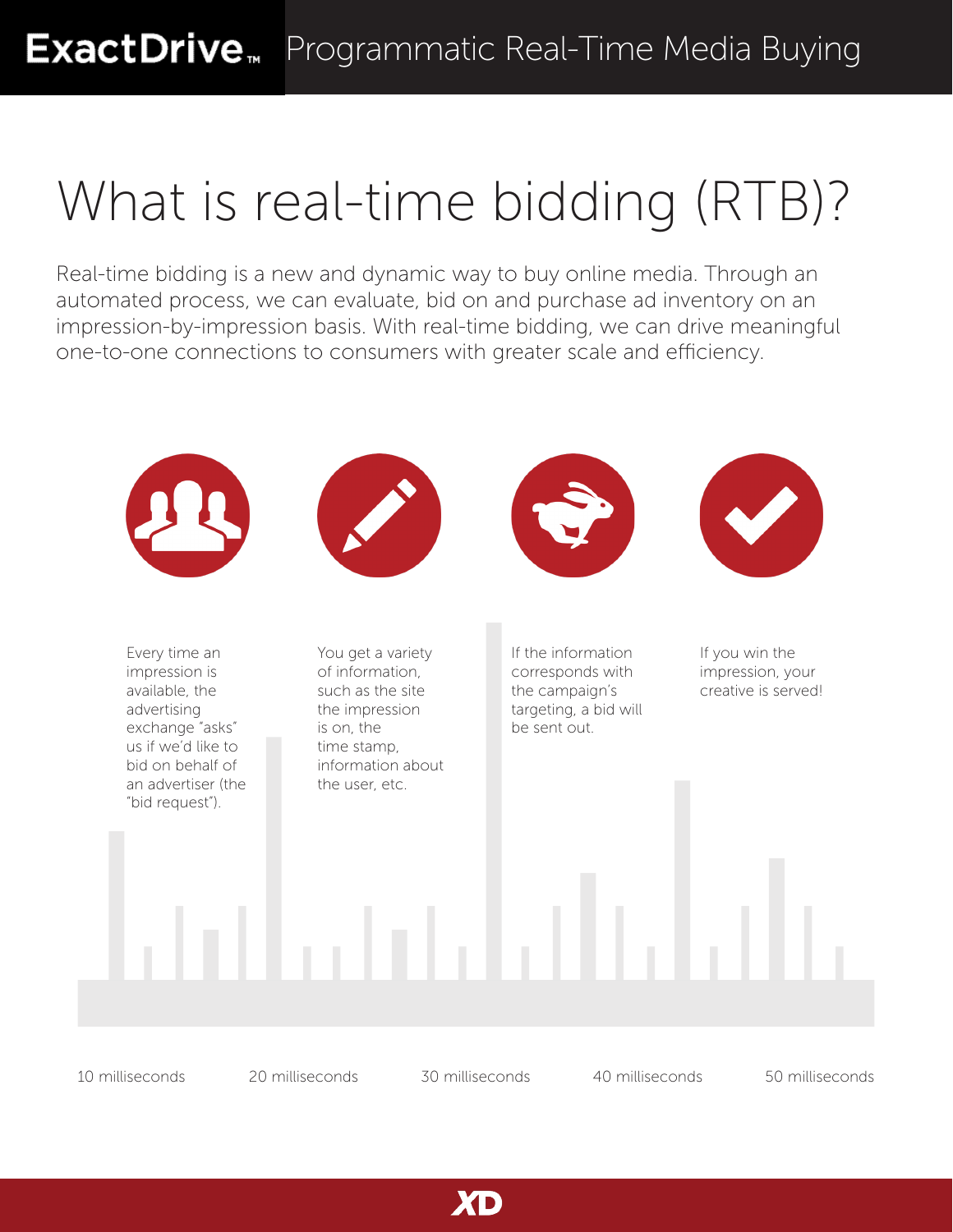# What is real-time bidding (RTB)?

Real-time bidding is a new and dynamic way to buy online media. Through an automated process, we can evaluate, bid on and purchase ad inventory on an impression-by-impression basis. With real-time bidding, we can drive meaningful one-to-one connections to consumers with greater scale and efficiency.

Every time an impression is available, the advertising exchange "asks" us if we'd like to bid on behalf of an advertiser (the "bid request").

You get a variety of information, such as the site the impression is on, the time stamp, information about the user, etc.

If the information corresponds with the campaign's targeting, a bid will be sent out.

If you win the impression, your creative is served!

10 milliseconds | 20 milliseconds | 30 milliseconds | 40 milliseconds | 50 milliseconds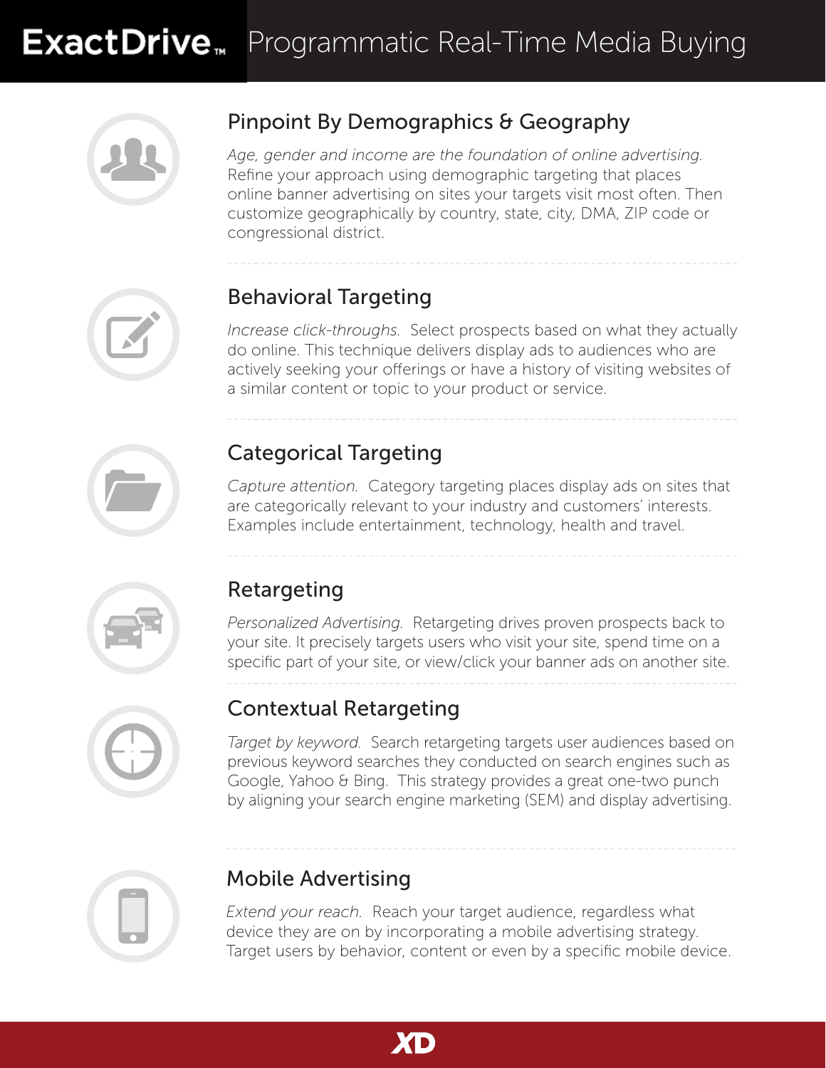# ExactDrive™ Programmatic Real-Time Media Buying

## Pinpoint By Demographics & Geography

*Age, gender and income are the foundation of online advertising.* Refine your approach using demographic targeting that places online banner advertising on sites your targets visit most often. Then customize geographically by country, state, city, DMA, ZIP code or congressional district.

## Behavioral Targeting

*Increase click-throughs.* Select prospects based on what they actually do online. This technique delivers display ads to audiences who are actively seeking your offerings or have a history of visiting websites of a similar content or topic to your product or service.

## Categorical Targeting

*Capture attention.* Category targeting places display ads on sites that are categorically relevant to your industry and customers' interests. Examples include entertainment, technology, health and travel.

## Retargeting

*Personalized Advertising.* Retargeting drives proven prospects back to your site. It precisely targets users who visit your site, spend time on a specific part of your site, or view/click your banner ads on another site.

## Contextual Retargeting

*Target by keyword.* Search retargeting targets user audiences based on previous keyword searches they conducted on search engines such as Google, Yahoo & Bing. This strategy provides a great one-two punch by aligning your search engine marketing (SEM) and display advertising.

## Mobile Advertising

*Extend your reach.* Reach your target audience, regardless what device they are on by incorporating a mobile advertising strategy. Target users by behavior, content or even by a specific mobile device.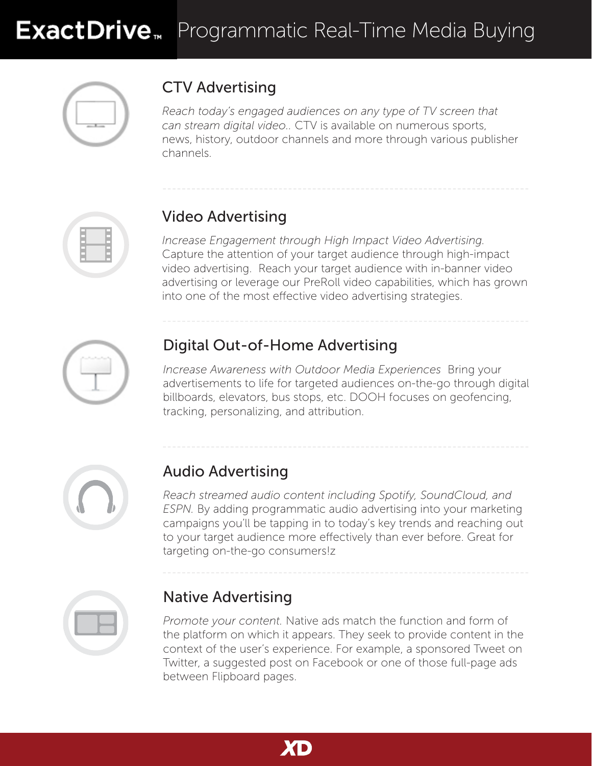# ExactDrive™ Programmatic Real-Time Media Buying

## CTV Advertising

*Reach today's engaged audiences on any type of TV screen that can stream digital video.*. CTV is available on numerous sports, news, history, outdoor channels and more through various publisher channels.

## Video Advertising

*Increase Engagement through High Impact Video Advertising.* Capture the attention of your target audience through high-impact video advertising. Reach your target audience with in-banner video advertising or leverage our PreRoll video capabilities, which has grown into one of the most effective video advertising strategies.

## Digital Out-of-Home Advertising

*Increase Awareness with Outdoor Media Experiences* Bring your advertisements to life for targeted audiences on-the-go through digital billboards, elevators, bus stops, etc. DOOH focuses on geofencing, tracking, personalizing, and attribution.

## Audio Advertising

*Reach streamed audio content including Spotify, SoundCloud, and ESPN.* By adding programmatic audio advertising into your marketing campaigns you'll be tapping in to today's key trends and reaching out to your target audience more effectively than ever before. Great for targeting on-the-go consumers!z

## Native Advertising

*Promote your content.* Native ads match the function and form of the platform on which it appears. They seek to provide content in the context of the user's experience. For example, a sponsored Tweet on Twitter, a suggested post on Facebook or one of those full-page ads between Flipboard pages.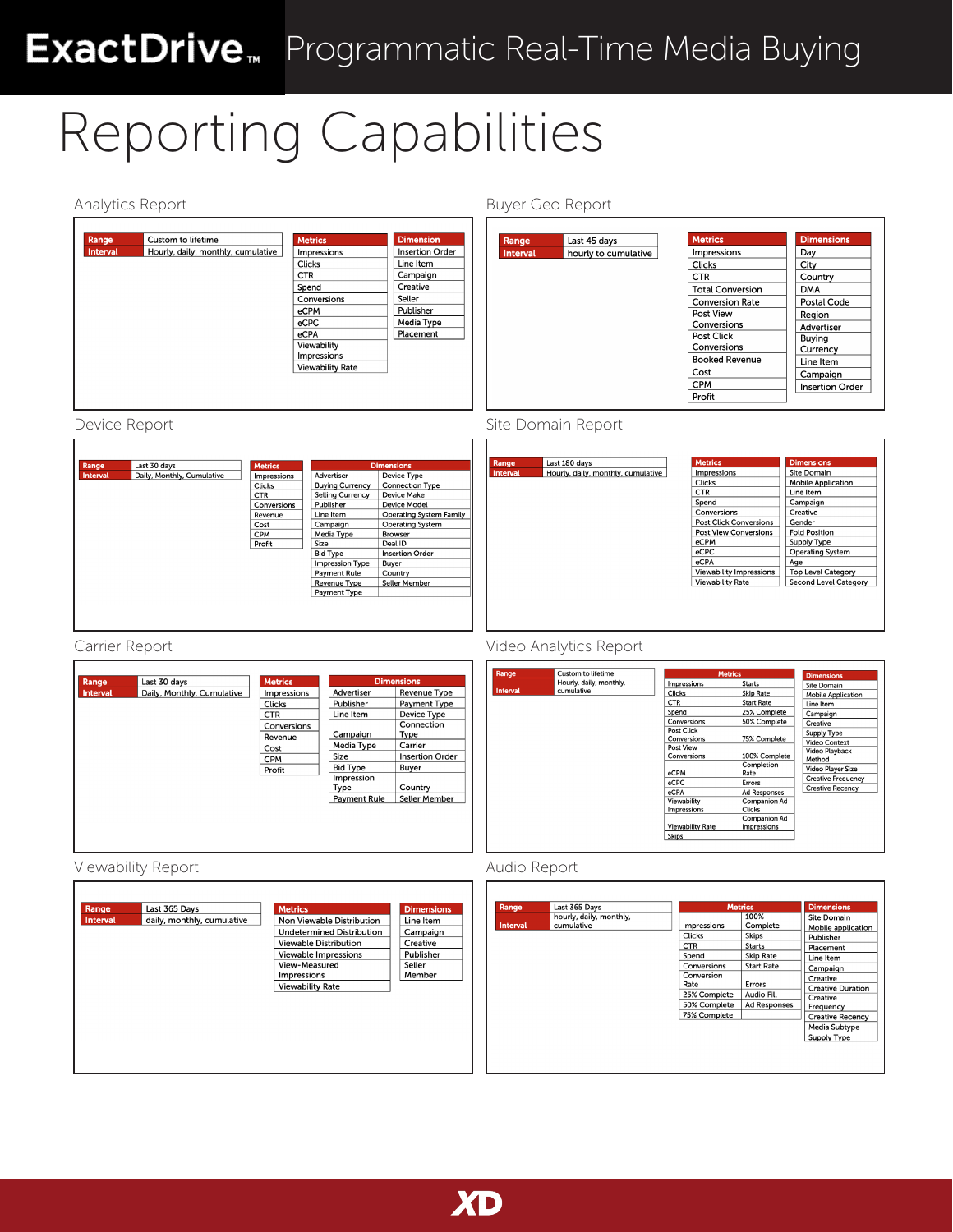# ExactDrive™ Programmatic Real-Time Media Buying

# Reporting Capabilities

## Analytics Report

| Range | Custom to lifetime |
|---|---|
| Interval | Hourly, daily, monthly, cumulative |

| Metrics |
|---|
| Impressions |
| Clicks |
| CTR |
| Spend |
| Conversions |
| eCPM |
| eCPC |
| eCPA |
| Viewability Impressions |
| Viewability Rate |

| Dimension |
|---|
| Insertion Order |
| Line Item |
| Campaign |
| Creative |
| Seller |
| Publisher |
| Media Type |
| Placement |

## Buyer Geo Report

| Range | Last 45 days |
|---|---|
| Interval | hourly to cumulative |

| Metrics |
|---|
| Impressions |
| Clicks |
| CTR |
| Total Conversion |
| Conversion Rate |
| Post View Conversions |
| Post Click Conversions |
| Booked Revenue |
| Cost |
| CPM |
| Profit |

| Dimensions |
|---|
| Day |
| City |
| Country |
| DMA |
| Postal Code |
| Region |
| Advertiser |
| Buying Currency |
| Line Item |
| Campaign |
| Insertion Order |

## Device Report

| Range | Last 30 days |
|---|---|
| Interval | Daily, Monthly, Cumulative |

| Metrics |
|---|
| Impressions |
| Clicks |
| CTR |
| Conversions |
| Revenue |
| Cost |
| CPM |
| Profit |

| Dimensions | |
|---|---|
| Advertiser | Device Type |
| Buying Currency | Connection Type |
| Selling Currency | Device Make |
| Publisher | Device Model |
| Line Item | Operating System Family |
| Campaign | Operating System |
| Media Type | Browser |
| Size | Deal ID |
| Bid Type | Insertion Order |
| Impression Type | Buyer |
| Payment Rule | Country |
| Revenue Type | Seller Member |
| Payment Type | |

## Site Domain Report

| Range | Last 180 days |
|---|---|
| Interval | Hourly, daily, monthly, cumulative |

| Metrics |
|---|
| Impressions |
| Clicks |
| CTR |
| Spend |
| Conversions |
| Post Click Conversions |
| Post View Conversions |
| eCPM |
| eCPC |
| eCPA |
| Viewability Impressions |
| Viewability Rate |

| Dimensions |
|---|
| Site Domain |
| Mobile Application |
| Line Item |
| Campaign |
| Creative |
| Gender |
| Fold Position |
| Supply Type |
| Operating System |
| Age |
| Top Level Category |
| Second Level Category |

## Carrier Report

| Range | Last 30 days |
|---|---|
| Interval | Daily, Monthly, Cumulative |

| Metrics |
|---|
| Impressions |
| Clicks |
| CTR |
| Conversions |
| Revenue |
| Cost |
| CPM |
| Profit |

| Dimensions | |
|---|---|
| Advertiser | Revenue Type |
| Publisher | Payment Type |
| Line Item | Device Type |
| Campaign | Connection Type |
| Media Type | Carrier |
| Size | Insertion Order |
| Bid Type | Buyer |
| Impression Type | Country |
| Payment Rule | Seller Member |

## Video Analytics Report

| Range | Custom to lifetime |
|---|---|
| Interval | Hourly, daily, monthly, cumulative |

| Metrics | |
|---|---|
| Impressions | Starts |
| Clicks | Skip Rate |
| CTR | Start Rate |
| Spend | 25% Complete |
| Conversions | 50% Complete |
| Post Click Conversions | 75% Complete |
| Post View Conversions | 100% Complete |
| eCPM | Completion Rate |
| eCPC | Errors |
| eCPA | Ad Responses |
| Viewability Impressions | Companion Ad Clicks |
| Viewability Rate | Companion Ad Impressions |
| Skips | |

| Dimensions |
|---|
| Site Domain |
| Mobile Application |
| Line Item |
| Campaign |
| Creative |
| Supply Type |
| Video Context |
| Video Playback Method |
| Video Player Size |
| Creative Frequency |
| Creative Recency |

## Viewability Report

| Range | Last 365 Days |
|---|---|
| Interval | daily, monthly, cumulative |

| Metrics |
|---|
| Non Viewable Distribution |
| Undetermined Distribution |
| Viewable Distribution |
| Viewable Impressions |
| View-Measured Impressions |
| Viewability Rate |

| Dimensions |
|---|
| Line Item |
| Campaign |
| Creative |
| Publisher |
| Seller Member |

## Audio Report

| Range | Last 365 Days |
|---|---|
| Interval | hourly, daily, monthly, cumulative |

| Metrics | |
|---|---|
| Impressions | 100% Complete |
| Clicks | Skips |
| CTR | Starts |
| Spend | Skip Rate |
| Conversions | Start Rate |
| Conversion Rate | Errors |
| 25% Complete | Audio Fill |
| 50% Complete | Ad Responses |
| 75% Complete | |

| Dimensions |
|---|
| Site Domain |
| Mobile application |
| Publisher |
| Placement |
| Line Item |
| Campaign |
| Creative |
| Creative Duration |
| Creative Frequency |
| Creative Recency |
| Media Subtype |
| Supply Type |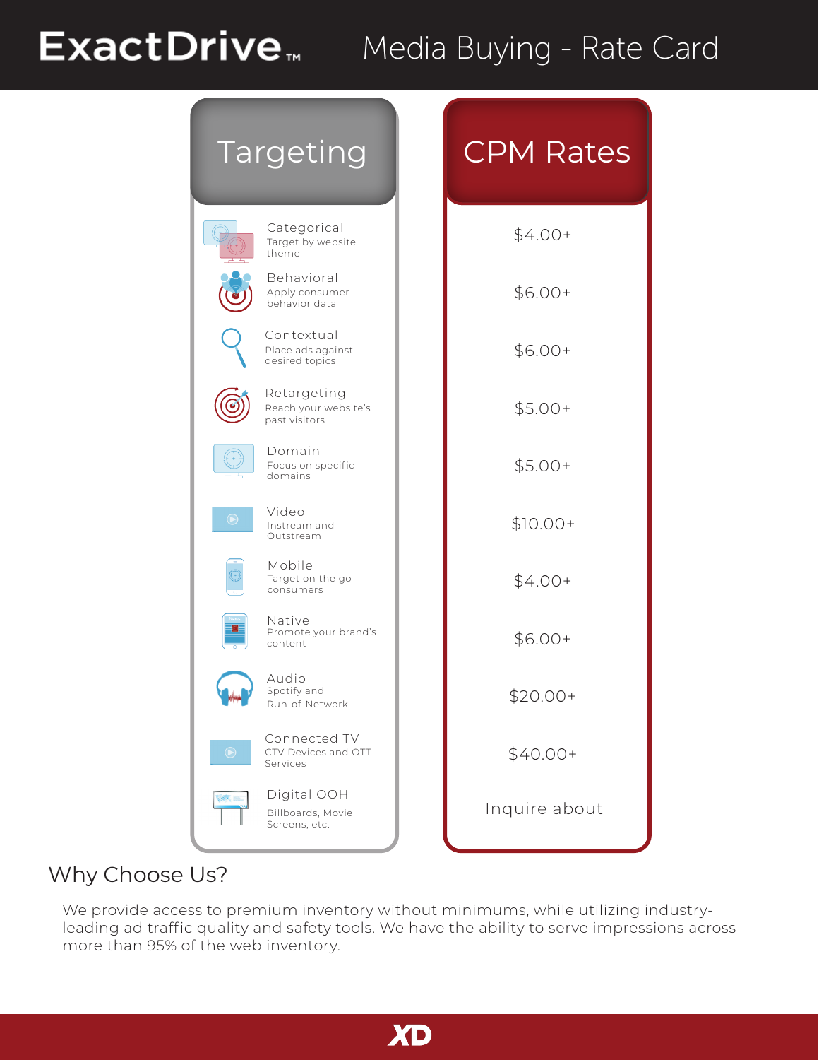# ExactDrive™ Media Buying - Rate Card

| Targeting | CPM Rates |
|---|---|
| **Categorical** Target by website theme | $4.00+ |
| **Behavioral** Apply consumer behavior data | $6.00+ |
| **Contextual** Place ads against desired topics | $6.00+ |
| **Retargeting** Reach your website's past visitors | $5.00+ |
| **Domain** Focus on specific domains | $5.00+ |
| **Video** Instream and Outstream | $10.00+ |
| **Mobile** Target on the go consumers | $4.00+ |
| **Native** Promote your brand's content | $6.00+ |
| **Audio** Spotify and Run-of-Network | $20.00+ |
| **Connected TV** CTV Devices and OTT Services | $40.00+ |
| **Digital OOH** Billboards, Movie Screens, etc. | Inquire about |

## Why Choose Us?

We provide access to premium inventory without minimums, while utilizing industry-leading ad traffic quality and safety tools. We have the ability to serve impressions across more than 95% of the web inventory.

XD